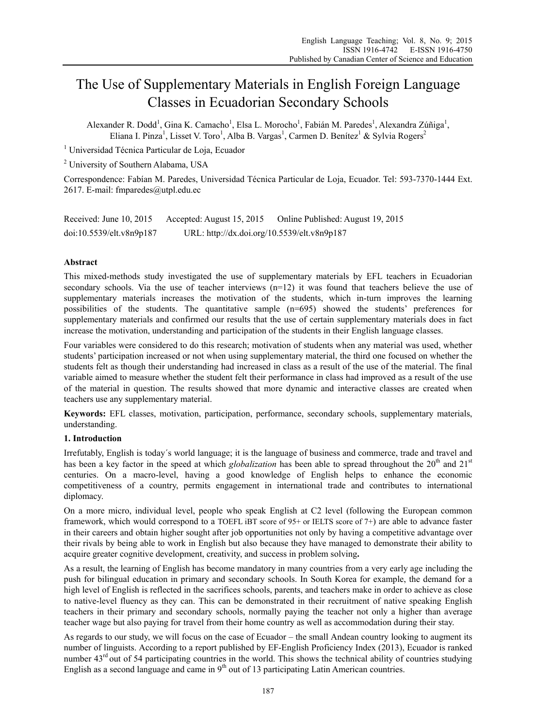# The Use of Supplementary Materials in English Foreign Language Classes in Ecuadorian Secondary Schools

Alexander R. Dodd[1], Gina K. Camacho[1], Elsa L. Morocho[1], Fabián M. Paredes[1], Alexandra Zúñiga[1], Eliana I. Pinza[1], Lisset V. Toro[1], Alba B. Vargas[1], Carmen D. Benítez[1] & Sylvia Rogers[2]

[1] Universidad Técnica Particular de Loja, Ecuador

[2] University of Southern Alabama, USA

Correspondence: Fabían M. Paredes, Universidad Técnica Particular de Loja, Ecuador. Tel: 593-7370-1444 Ext. 2617. E-mail: fmparedes@utpl.edu.ec

Received: June 10, 2015 Accepted: August 15, 2015 Online Published: August 19, 2015

doi:10.5539/elt.v8n9p187 URL: http://dx.doi.org/10.5539/elt.v8n9p187

## Abstract

This mixed-methods study investigated the use of supplementary materials by EFL teachers in Ecuadorian secondary schools. Via the use of teacher interviews (n=12) it was found that teachers believe the use of supplementary materials increases the motivation of the students, which in-turn improves the learning possibilities of the students. The quantitative sample (n=695) showed the students' preferences for supplementary materials and confirmed our results that the use of certain supplementary materials does in fact increase the motivation, understanding and participation of the students in their English language classes.

Four variables were considered to do this research; motivation of students when any material was used, whether students' participation increased or not when using supplementary material, the third one focused on whether the students felt as though their understanding had increased in class as a result of the use of the material. The final variable aimed to measure whether the student felt their performance in class had improved as a result of the use of the material in question. The results showed that more dynamic and interactive classes are created when teachers use any supplementary material.

**Keywords:** EFL classes, motivation, participation, performance, secondary schools, supplementary materials, understanding.

## 1. Introduction

Irrefutably, English is today´s world language; it is the language of business and commerce, trade and travel and has been a key factor in the speed at which *globalization* has been able to spread throughout the 20th and 21st centuries. On a macro-level, having a good knowledge of English helps to enhance the economic competitiveness of a country, permits engagement in international trade and contributes to international diplomacy.

On a more micro, individual level, people who speak English at C2 level (following the European common framework, which would correspond to a TOEFL iBT score of 95+ or IELTS score of 7+) are able to advance faster in their careers and obtain higher sought after job opportunities not only by having a competitive advantage over their rivals by being able to work in English but also because they have managed to demonstrate their ability to acquire greater cognitive development, creativity, and success in problem solving**.**

As a result, the learning of English has become mandatory in many countries from a very early age including the push for bilingual education in primary and secondary schools. In South Korea for example, the demand for a high level of English is reflected in the sacrifices schools, parents, and teachers make in order to achieve as close to native-level fluency as they can. This can be demonstrated in their recruitment of native speaking English teachers in their primary and secondary schools, normally paying the teacher not only a higher than average teacher wage but also paying for travel from their home country as well as accommodation during their stay.

As regards to our study, we will focus on the case of Ecuador – the small Andean country looking to augment its number of linguists. According to a report published by EF-English Proficiency Index (2013), Ecuador is ranked number 43rd out of 54 participating countries in the world. This shows the technical ability of countries studying English as a second language and came in 9th out of 13 participating Latin American countries.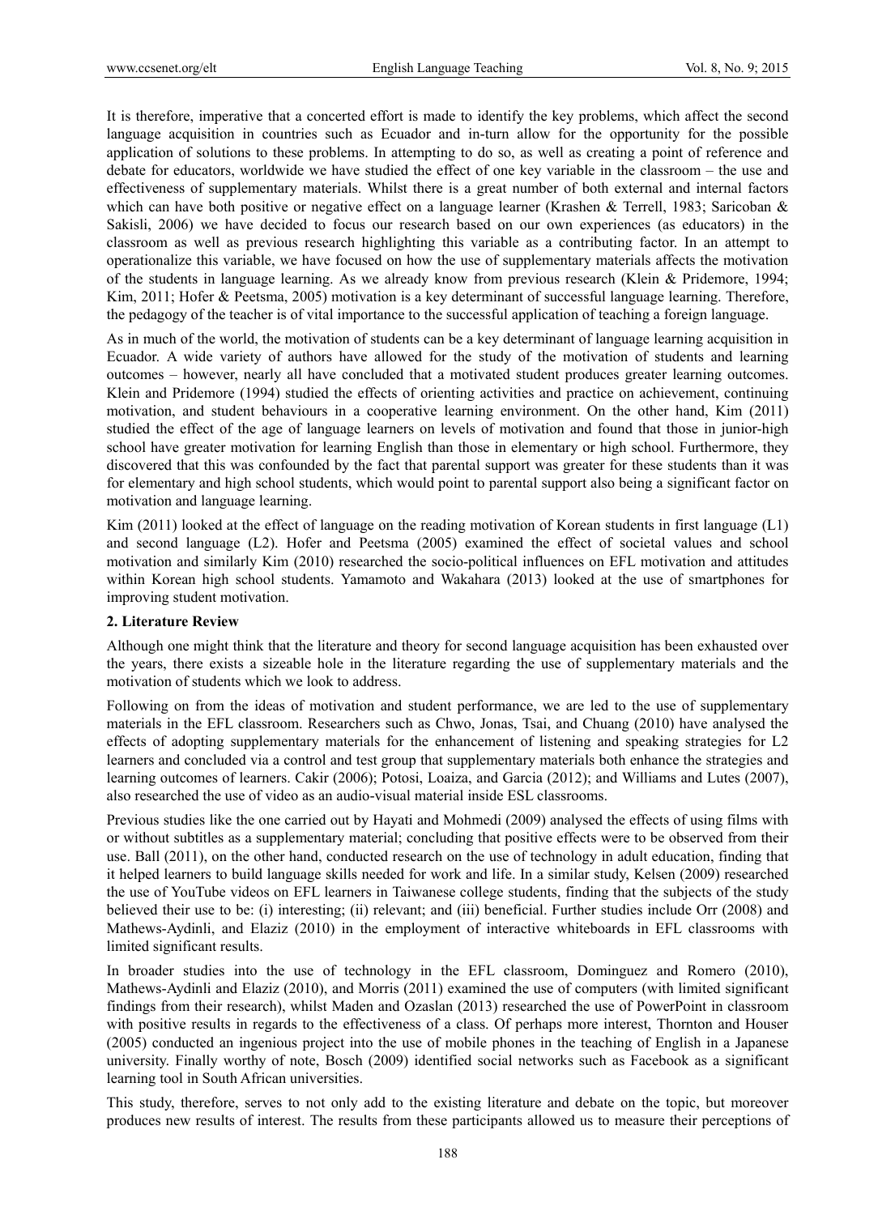It is therefore, imperative that a concerted effort is made to identify the key problems, which affect the second language acquisition in countries such as Ecuador and in-turn allow for the opportunity for the possible application of solutions to these problems. In attempting to do so, as well as creating a point of reference and debate for educators, worldwide we have studied the effect of one key variable in the classroom – the use and effectiveness of supplementary materials. Whilst there is a great number of both external and internal factors which can have both positive or negative effect on a language learner (Krashen & Terrell, 1983; Saricoban & Sakisli, 2006) we have decided to focus our research based on our own experiences (as educators) in the classroom as well as previous research highlighting this variable as a contributing factor. In an attempt to operationalize this variable, we have focused on how the use of supplementary materials affects the motivation of the students in language learning. As we already know from previous research (Klein & Pridemore, 1994; Kim, 2011; Hofer & Peetsma, 2005) motivation is a key determinant of successful language learning. Therefore, the pedagogy of the teacher is of vital importance to the successful application of teaching a foreign language.

As in much of the world, the motivation of students can be a key determinant of language learning acquisition in Ecuador. A wide variety of authors have allowed for the study of the motivation of students and learning outcomes – however, nearly all have concluded that a motivated student produces greater learning outcomes. Klein and Pridemore (1994) studied the effects of orienting activities and practice on achievement, continuing motivation, and student behaviours in a cooperative learning environment. On the other hand, Kim (2011) studied the effect of the age of language learners on levels of motivation and found that those in junior-high school have greater motivation for learning English than those in elementary or high school. Furthermore, they discovered that this was confounded by the fact that parental support was greater for these students than it was for elementary and high school students, which would point to parental support also being a significant factor on motivation and language learning.

Kim (2011) looked at the effect of language on the reading motivation of Korean students in first language (L1) and second language (L2). Hofer and Peetsma (2005) examined the effect of societal values and school motivation and similarly Kim (2010) researched the socio-political influences on EFL motivation and attitudes within Korean high school students. Yamamoto and Wakahara (2013) looked at the use of smartphones for improving student motivation.

## 2. Literature Review

Although one might think that the literature and theory for second language acquisition has been exhausted over the years, there exists a sizeable hole in the literature regarding the use of supplementary materials and the motivation of students which we look to address.

Following on from the ideas of motivation and student performance, we are led to the use of supplementary materials in the EFL classroom. Researchers such as Chwo, Jonas, Tsai, and Chuang (2010) have analysed the effects of adopting supplementary materials for the enhancement of listening and speaking strategies for L2 learners and concluded via a control and test group that supplementary materials both enhance the strategies and learning outcomes of learners. Cakir (2006); Potosi, Loaiza, and Garcia (2012); and Williams and Lutes (2007), also researched the use of video as an audio-visual material inside ESL classrooms.

Previous studies like the one carried out by Hayati and Mohmedi (2009) analysed the effects of using films with or without subtitles as a supplementary material; concluding that positive effects were to be observed from their use. Ball (2011), on the other hand, conducted research on the use of technology in adult education, finding that it helped learners to build language skills needed for work and life. In a similar study, Kelsen (2009) researched the use of YouTube videos on EFL learners in Taiwanese college students, finding that the subjects of the study believed their use to be: (i) interesting; (ii) relevant; and (iii) beneficial. Further studies include Orr (2008) and Mathews-Aydinli, and Elaziz (2010) in the employment of interactive whiteboards in EFL classrooms with limited significant results.

In broader studies into the use of technology in the EFL classroom, Dominguez and Romero (2010), Mathews-Aydinli and Elaziz (2010), and Morris (2011) examined the use of computers (with limited significant findings from their research), whilst Maden and Ozaslan (2013) researched the use of PowerPoint in classroom with positive results in regards to the effectiveness of a class. Of perhaps more interest, Thornton and Houser (2005) conducted an ingenious project into the use of mobile phones in the teaching of English in a Japanese university. Finally worthy of note, Bosch (2009) identified social networks such as Facebook as a significant learning tool in South African universities.

This study, therefore, serves to not only add to the existing literature and debate on the topic, but moreover produces new results of interest. The results from these participants allowed us to measure their perceptions of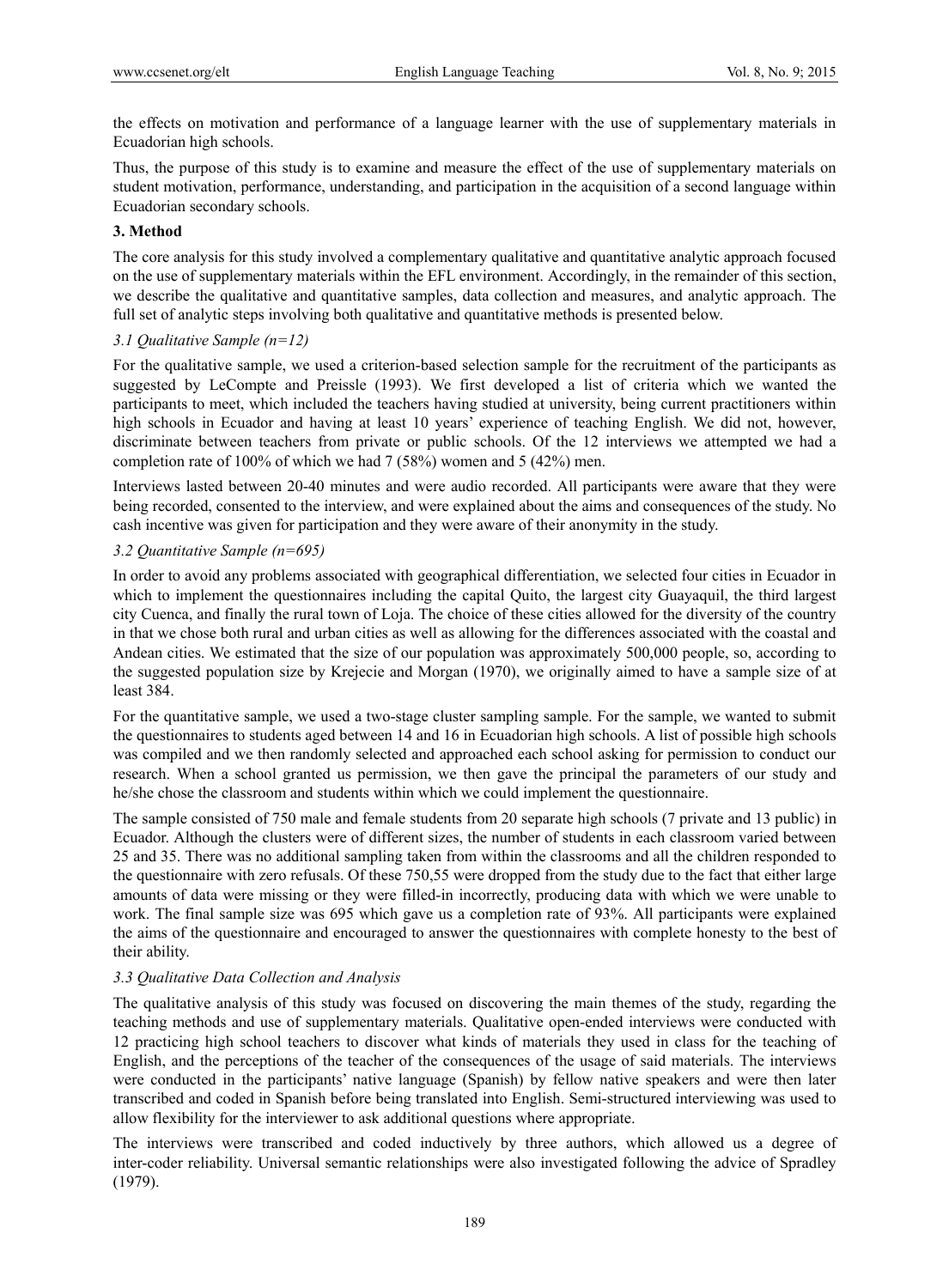the effects on motivation and performance of a language learner with the use of supplementary materials in Ecuadorian high schools.

Thus, the purpose of this study is to examine and measure the effect of the use of supplementary materials on student motivation, performance, understanding, and participation in the acquisition of a second language within Ecuadorian secondary schools.

## 3. Method

The core analysis for this study involved a complementary qualitative and quantitative analytic approach focused on the use of supplementary materials within the EFL environment. Accordingly, in the remainder of this section, we describe the qualitative and quantitative samples, data collection and measures, and analytic approach. The full set of analytic steps involving both qualitative and quantitative methods is presented below.

### *3.1 Qualitative Sample (n=12)*

For the qualitative sample, we used a criterion-based selection sample for the recruitment of the participants as suggested by LeCompte and Preissle (1993). We first developed a list of criteria which we wanted the participants to meet, which included the teachers having studied at university, being current practitioners within high schools in Ecuador and having at least 10 years' experience of teaching English. We did not, however, discriminate between teachers from private or public schools. Of the 12 interviews we attempted we had a completion rate of 100% of which we had 7 (58%) women and 5 (42%) men.

Interviews lasted between 20-40 minutes and were audio recorded. All participants were aware that they were being recorded, consented to the interview, and were explained about the aims and consequences of the study. No cash incentive was given for participation and they were aware of their anonymity in the study.

### *3.2 Quantitative Sample (n=695)*

In order to avoid any problems associated with geographical differentiation, we selected four cities in Ecuador in which to implement the questionnaires including the capital Quito, the largest city Guayaquil, the third largest city Cuenca, and finally the rural town of Loja. The choice of these cities allowed for the diversity of the country in that we chose both rural and urban cities as well as allowing for the differences associated with the coastal and Andean cities. We estimated that the size of our population was approximately 500,000 people, so, according to the suggested population size by Krejecie and Morgan (1970), we originally aimed to have a sample size of at least 384.

For the quantitative sample, we used a two-stage cluster sampling sample. For the sample, we wanted to submit the questionnaires to students aged between 14 and 16 in Ecuadorian high schools. A list of possible high schools was compiled and we then randomly selected and approached each school asking for permission to conduct our research. When a school granted us permission, we then gave the principal the parameters of our study and he/she chose the classroom and students within which we could implement the questionnaire.

The sample consisted of 750 male and female students from 20 separate high schools (7 private and 13 public) in Ecuador. Although the clusters were of different sizes, the number of students in each classroom varied between 25 and 35. There was no additional sampling taken from within the classrooms and all the children responded to the questionnaire with zero refusals. Of these 750,55 were dropped from the study due to the fact that either large amounts of data were missing or they were filled-in incorrectly, producing data with which we were unable to work. The final sample size was 695 which gave us a completion rate of 93%. All participants were explained the aims of the questionnaire and encouraged to answer the questionnaires with complete honesty to the best of their ability.

### *3.3 Qualitative Data Collection and Analysis*

The qualitative analysis of this study was focused on discovering the main themes of the study, regarding the teaching methods and use of supplementary materials. Qualitative open-ended interviews were conducted with 12 practicing high school teachers to discover what kinds of materials they used in class for the teaching of English, and the perceptions of the teacher of the consequences of the usage of said materials. The interviews were conducted in the participants' native language (Spanish) by fellow native speakers and were then later transcribed and coded in Spanish before being translated into English. Semi-structured interviewing was used to allow flexibility for the interviewer to ask additional questions where appropriate.

The interviews were transcribed and coded inductively by three authors, which allowed us a degree of inter-coder reliability. Universal semantic relationships were also investigated following the advice of Spradley (1979).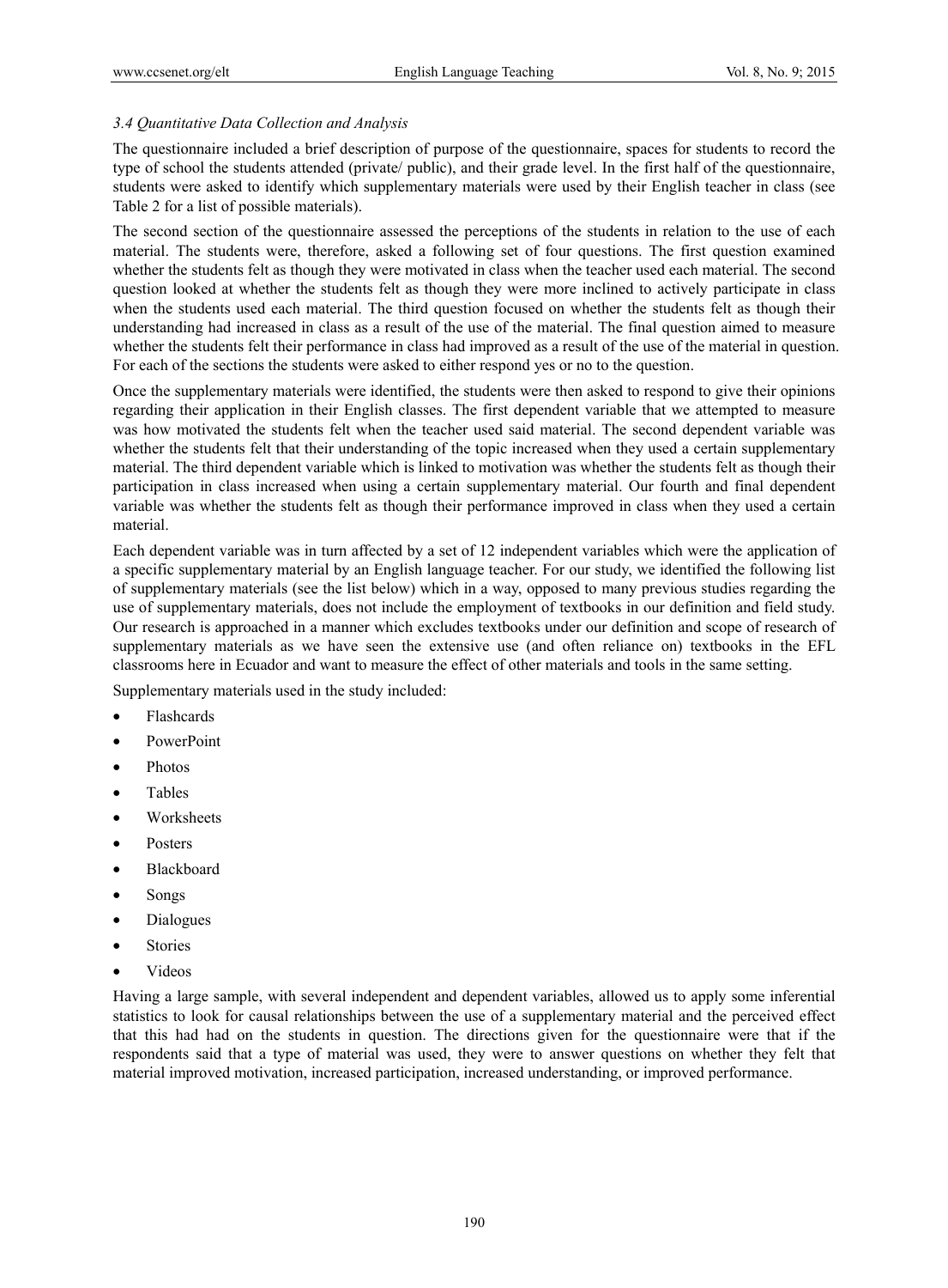### *3.4 Quantitative Data Collection and Analysis*

The questionnaire included a brief description of purpose of the questionnaire, spaces for students to record the type of school the students attended (private/ public), and their grade level. In the first half of the questionnaire, students were asked to identify which supplementary materials were used by their English teacher in class (see Table 2 for a list of possible materials).

The second section of the questionnaire assessed the perceptions of the students in relation to the use of each material. The students were, therefore, asked a following set of four questions. The first question examined whether the students felt as though they were motivated in class when the teacher used each material. The second question looked at whether the students felt as though they were more inclined to actively participate in class when the students used each material. The third question focused on whether the students felt as though their understanding had increased in class as a result of the use of the material. The final question aimed to measure whether the students felt their performance in class had improved as a result of the use of the material in question. For each of the sections the students were asked to either respond yes or no to the question.

Once the supplementary materials were identified, the students were then asked to respond to give their opinions regarding their application in their English classes. The first dependent variable that we attempted to measure was how motivated the students felt when the teacher used said material. The second dependent variable was whether the students felt that their understanding of the topic increased when they used a certain supplementary material. The third dependent variable which is linked to motivation was whether the students felt as though their participation in class increased when using a certain supplementary material. Our fourth and final dependent variable was whether the students felt as though their performance improved in class when they used a certain material.

Each dependent variable was in turn affected by a set of 12 independent variables which were the application of a specific supplementary material by an English language teacher. For our study, we identified the following list of supplementary materials (see the list below) which in a way, opposed to many previous studies regarding the use of supplementary materials, does not include the employment of textbooks in our definition and field study. Our research is approached in a manner which excludes textbooks under our definition and scope of research of supplementary materials as we have seen the extensive use (and often reliance on) textbooks in the EFL classrooms here in Ecuador and want to measure the effect of other materials and tools in the same setting.

Supplementary materials used in the study included:

- Flashcards
- PowerPoint
- Photos
- Tables
- Worksheets
- Posters
- Blackboard
- Songs
- Dialogues
- Stories
- Videos

Having a large sample, with several independent and dependent variables, allowed us to apply some inferential statistics to look for causal relationships between the use of a supplementary material and the perceived effect that this had had on the students in question. The directions given for the questionnaire were that if the respondents said that a type of material was used, they were to answer questions on whether they felt that material improved motivation, increased participation, increased understanding, or improved performance.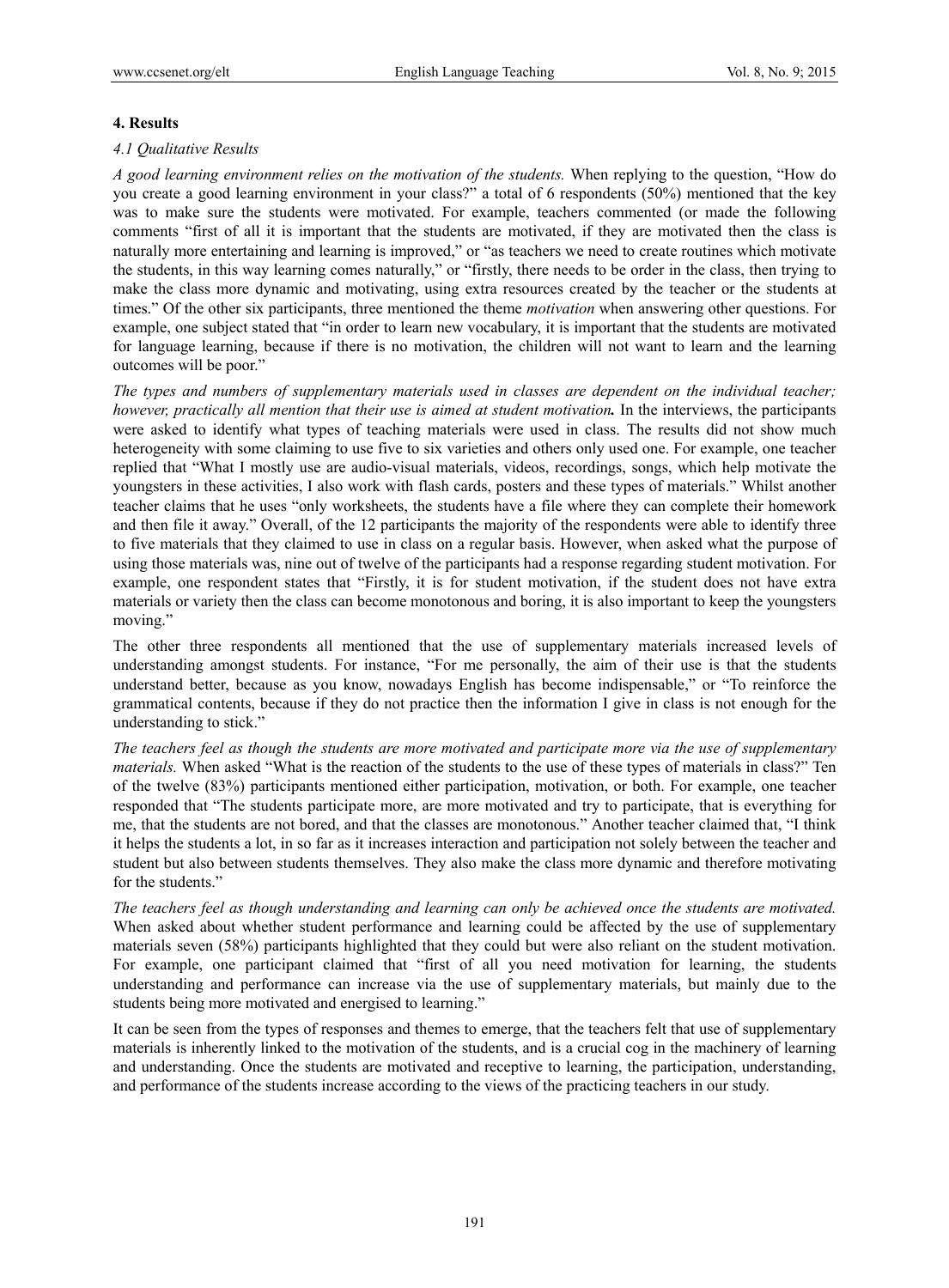## 4. Results

### 4.1 Qualitative Results

*A good learning environment relies on the motivation of the students.* When replying to the question, "How do you create a good learning environment in your class?" a total of 6 respondents (50%) mentioned that the key was to make sure the students were motivated. For example, teachers commented (or made the following comments "first of all it is important that the students are motivated, if they are motivated then the class is naturally more entertaining and learning is improved," or "as teachers we need to create routines which motivate the students, in this way learning comes naturally," or "firstly, there needs to be order in the class, then trying to make the class more dynamic and motivating, using extra resources created by the teacher or the students at times." Of the other six participants, three mentioned the theme *motivation* when answering other questions. For example, one subject stated that "in order to learn new vocabulary, it is important that the students are motivated for language learning, because if there is no motivation, the children will not want to learn and the learning outcomes will be poor."

*The types and numbers of supplementary materials used in classes are dependent on the individual teacher; however, practically all mention that their use is aimed at student motivation.* In the interviews, the participants were asked to identify what types of teaching materials were used in class. The results did not show much heterogeneity with some claiming to use five to six varieties and others only used one. For example, one teacher replied that "What I mostly use are audio-visual materials, videos, recordings, songs, which help motivate the youngsters in these activities, I also work with flash cards, posters and these types of materials." Whilst another teacher claims that he uses "only worksheets, the students have a file where they can complete their homework and then file it away." Overall, of the 12 participants the majority of the respondents were able to identify three to five materials that they claimed to use in class on a regular basis. However, when asked what the purpose of using those materials was, nine out of twelve of the participants had a response regarding student motivation. For example, one respondent states that "Firstly, it is for student motivation, if the student does not have extra materials or variety then the class can become monotonous and boring, it is also important to keep the youngsters moving."

The other three respondents all mentioned that the use of supplementary materials increased levels of understanding amongst students. For instance, "For me personally, the aim of their use is that the students understand better, because as you know, nowadays English has become indispensable," or "To reinforce the grammatical contents, because if they do not practice then the information I give in class is not enough for the understanding to stick."

*The teachers feel as though the students are more motivated and participate more via the use of supplementary materials.* When asked "What is the reaction of the students to the use of these types of materials in class?" Ten of the twelve (83%) participants mentioned either participation, motivation, or both. For example, one teacher responded that "The students participate more, are more motivated and try to participate, that is everything for me, that the students are not bored, and that the classes are monotonous." Another teacher claimed that, "I think it helps the students a lot, in so far as it increases interaction and participation not solely between the teacher and student but also between students themselves. They also make the class more dynamic and therefore motivating for the students."

*The teachers feel as though understanding and learning can only be achieved once the students are motivated.* When asked about whether student performance and learning could be affected by the use of supplementary materials seven (58%) participants highlighted that they could but were also reliant on the student motivation. For example, one participant claimed that "first of all you need motivation for learning, the students understanding and performance can increase via the use of supplementary materials, but mainly due to the students being more motivated and energised to learning."

It can be seen from the types of responses and themes to emerge, that the teachers felt that use of supplementary materials is inherently linked to the motivation of the students, and is a crucial cog in the machinery of learning and understanding. Once the students are motivated and receptive to learning, the participation, understanding, and performance of the students increase according to the views of the practicing teachers in our study.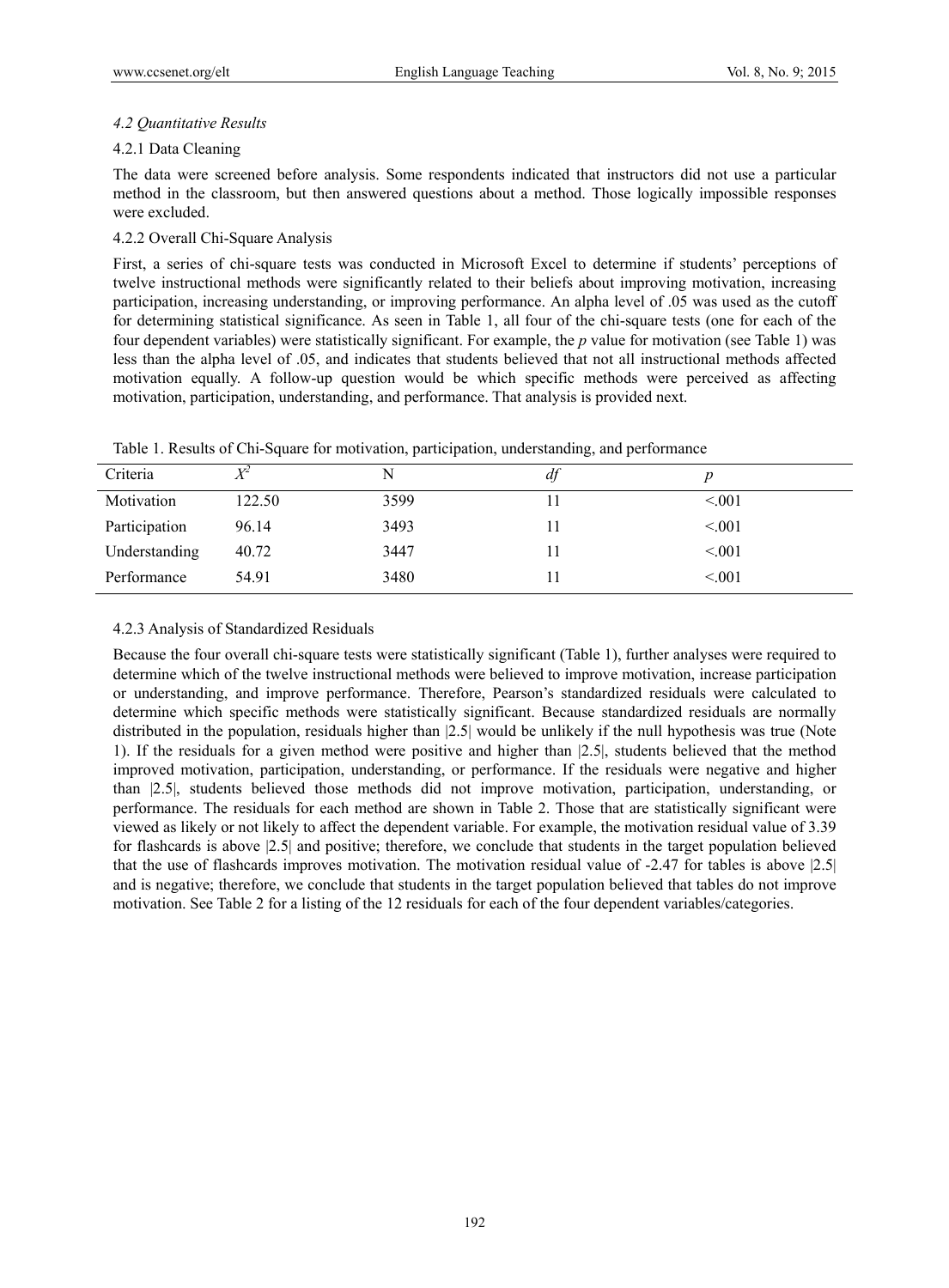### *4.2 Quantitative Results*

#### 4.2.1 Data Cleaning

The data were screened before analysis. Some respondents indicated that instructors did not use a particular method in the classroom, but then answered questions about a method. Those logically impossible responses were excluded.

#### 4.2.2 Overall Chi-Square Analysis

First, a series of chi-square tests was conducted in Microsoft Excel to determine if students' perceptions of twelve instructional methods were significantly related to their beliefs about improving motivation, increasing participation, increasing understanding, or improving performance. An alpha level of .05 was used as the cutoff for determining statistical significance. As seen in Table 1, all four of the chi-square tests (one for each of the four dependent variables) were statistically significant. For example, the *p* value for motivation (see Table 1) was less than the alpha level of .05, and indicates that students believed that not all instructional methods affected motivation equally. A follow-up question would be which specific methods were perceived as affecting motivation, participation, understanding, and performance. That analysis is provided next.

Table 1. Results of Chi-Square for motivation, participation, understanding, and performance

| Criteria | $X^2$ | N | *df* | *p* |
|---|---|---|---|---|
| Motivation | 122.50 | 3599 | 11 | <.001 |
| Participation | 96.14 | 3493 | 11 | <.001 |
| Understanding | 40.72 | 3447 | 11 | <.001 |
| Performance | 54.91 | 3480 | 11 | <.001 |

#### 4.2.3 Analysis of Standardized Residuals

Because the four overall chi-square tests were statistically significant (Table 1), further analyses were required to determine which of the twelve instructional methods were believed to improve motivation, increase participation or understanding, and improve performance. Therefore, Pearson's standardized residuals were calculated to determine which specific methods were statistically significant. Because standardized residuals are normally distributed in the population, residuals higher than |2.5| would be unlikely if the null hypothesis was true (Note 1). If the residuals for a given method were positive and higher than |2.5|, students believed that the method improved motivation, participation, understanding, or performance. If the residuals were negative and higher than |2.5|, students believed those methods did not improve motivation, participation, understanding, or performance. The residuals for each method are shown in Table 2. Those that are statistically significant were viewed as likely or not likely to affect the dependent variable. For example, the motivation residual value of 3.39 for flashcards is above |2.5| and positive; therefore, we conclude that students in the target population believed that the use of flashcards improves motivation. The motivation residual value of -2.47 for tables is above |2.5| and is negative; therefore, we conclude that students in the target population believed that tables do not improve motivation. See Table 2 for a listing of the 12 residuals for each of the four dependent variables/categories.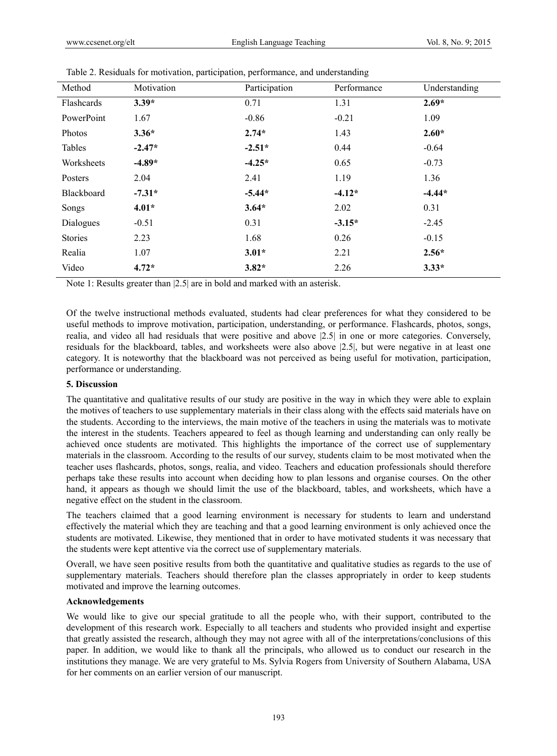Table 2. Residuals for motivation, participation, performance, and understanding

| Method | Motivation | Participation | Performance | Understanding |
|---|---|---|---|---|
| Flashcards | **3.39*** | 0.71 | 1.31 | **2.69*** |
| PowerPoint | 1.67 | -0.86 | -0.21 | 1.09 |
| Photos | **3.36*** | **2.74*** | 1.43 | **2.60*** |
| Tables | **-2.47*** | **-2.51*** | 0.44 | -0.64 |
| Worksheets | **-4.89*** | **-4.25*** | 0.65 | -0.73 |
| Posters | 2.04 | 2.41 | 1.19 | 1.36 |
| Blackboard | **-7.31*** | **-5.44*** | **-4.12*** | **-4.44*** |
| Songs | **4.01*** | **3.64*** | 2.02 | 0.31 |
| Dialogues | -0.51 | 0.31 | **-3.15*** | -2.45 |
| Stories | 2.23 | 1.68 | 0.26 | -0.15 |
| Realia | 1.07 | **3.01*** | 2.21 | **2.56*** |
| Video | **4.72*** | **3.82*** | 2.26 | **3.33*** |

Note 1: Results greater than |2.5| are in bold and marked with an asterisk.

Of the twelve instructional methods evaluated, students had clear preferences for what they considered to be useful methods to improve motivation, participation, understanding, or performance. Flashcards, photos, songs, realia, and video all had residuals that were positive and above |2.5| in one or more categories. Conversely, residuals for the blackboard, tables, and worksheets were also above |2.5|, but were negative in at least one category. It is noteworthy that the blackboard was not perceived as being useful for motivation, participation, performance or understanding.

## 5. Discussion

The quantitative and qualitative results of our study are positive in the way in which they were able to explain the motives of teachers to use supplementary materials in their class along with the effects said materials have on the students. According to the interviews, the main motive of the teachers in using the materials was to motivate the interest in the students. Teachers appeared to feel as though learning and understanding can only really be achieved once students are motivated. This highlights the importance of the correct use of supplementary materials in the classroom. According to the results of our survey, students claim to be most motivated when the teacher uses flashcards, photos, songs, realia, and video. Teachers and education professionals should therefore perhaps take these results into account when deciding how to plan lessons and organise courses. On the other hand, it appears as though we should limit the use of the blackboard, tables, and worksheets, which have a negative effect on the student in the classroom.

The teachers claimed that a good learning environment is necessary for students to learn and understand effectively the material which they are teaching and that a good learning environment is only achieved once the students are motivated. Likewise, they mentioned that in order to have motivated students it was necessary that the students were kept attentive via the correct use of supplementary materials.

Overall, we have seen positive results from both the quantitative and qualitative studies as regards to the use of supplementary materials. Teachers should therefore plan the classes appropriately in order to keep students motivated and improve the learning outcomes.

### Acknowledgements

We would like to give our special gratitude to all the people who, with their support, contributed to the development of this research work. Especially to all teachers and students who provided insight and expertise that greatly assisted the research, although they may not agree with all of the interpretations/conclusions of this paper. In addition, we would like to thank all the principals, who allowed us to conduct our research in the institutions they manage. We are very grateful to Ms. Sylvia Rogers from University of Southern Alabama, USA for her comments on an earlier version of our manuscript.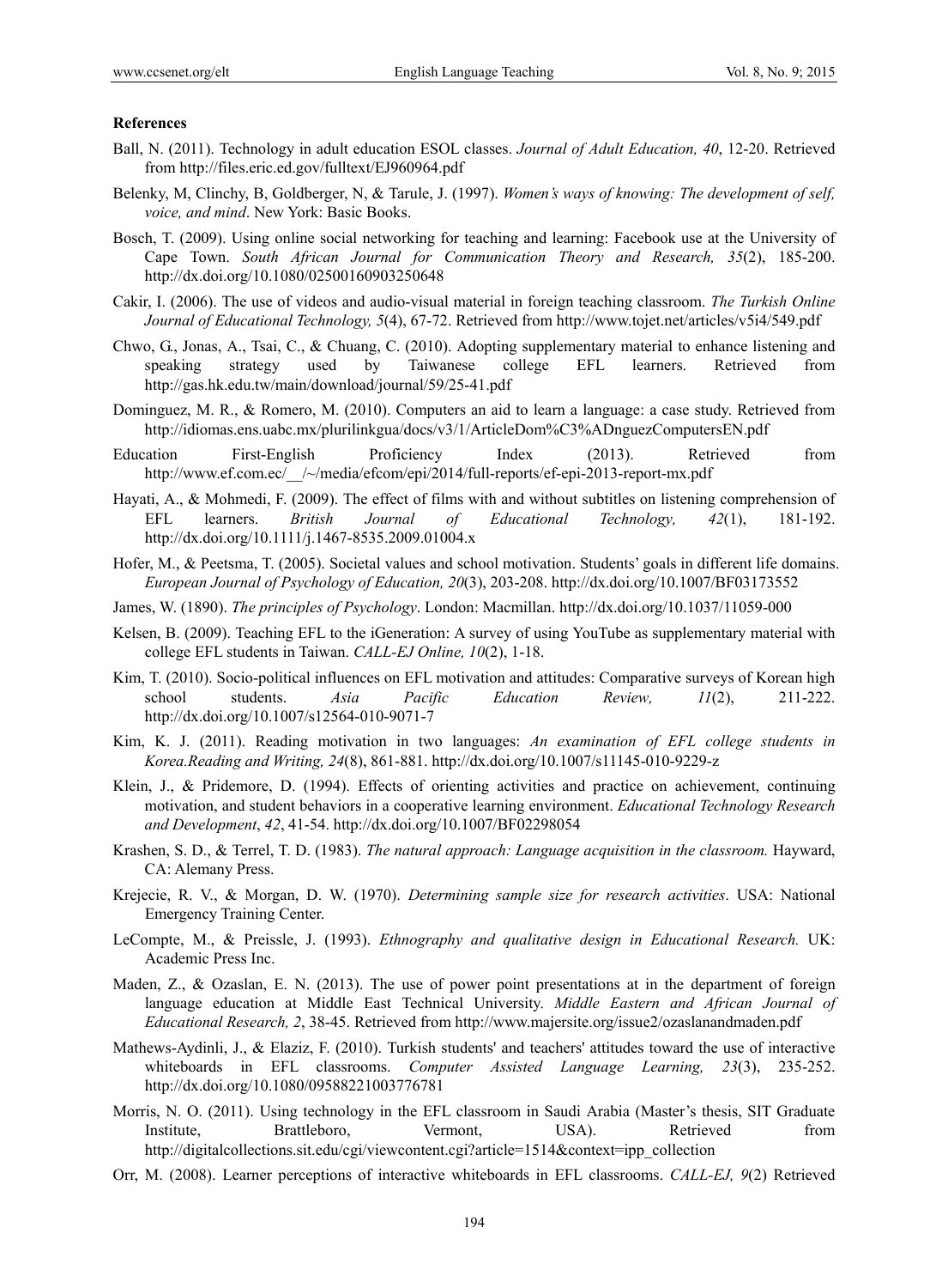**References**

Ball, N. (2011). Technology in adult education ESOL classes. *Journal of Adult Education, 40*, 12-20. Retrieved from http://files.eric.ed.gov/fulltext/EJ960964.pdf

Belenky, M, Clinchy, B, Goldberger, N, & Tarule, J. (1997). *Women's ways of knowing: The development of self, voice, and mind*. New York: Basic Books.

Bosch, T. (2009). Using online social networking for teaching and learning: Facebook use at the University of Cape Town. *South African Journal for Communication Theory and Research, 35*(2), 185-200. http://dx.doi.org/10.1080/02500160903250648

Cakir, I. (2006). The use of videos and audio-visual material in foreign teaching classroom. *The Turkish Online Journal of Educational Technology, 5*(4), 67-72. Retrieved from http://www.tojet.net/articles/v5i4/549.pdf

Chwo, G., Jonas, A., Tsai, C., & Chuang, C. (2010). Adopting supplementary material to enhance listening and speaking strategy used by Taiwanese college EFL learners. Retrieved from http://gas.hk.edu.tw/main/download/journal/59/25-41.pdf

Dominguez, M. R., & Romero, M. (2010). Computers an aid to learn a language: a case study. Retrieved from http://idiomas.ens.uabc.mx/plurilinkgua/docs/v3/1/ArticleDom%C3%ADnguezComputersEN.pdf

Education First-English Proficiency Index (2013). Retrieved from http://www.ef.com.ec/__/~/media/efcom/epi/2014/full-reports/ef-epi-2013-report-mx.pdf

Hayati, A., & Mohmedi, F. (2009). The effect of films with and without subtitles on listening comprehension of EFL learners. *British Journal of Educational Technology, 42*(1), 181-192. http://dx.doi.org/10.1111/j.1467-8535.2009.01004.x

Hofer, M., & Peetsma, T. (2005). Societal values and school motivation. Students' goals in different life domains. *European Journal of Psychology of Education, 20*(3), 203-208. http://dx.doi.org/10.1007/BF03173552

James, W. (1890). *The principles of Psychology*. London: Macmillan. http://dx.doi.org/10.1037/11059-000

Kelsen, B. (2009). Teaching EFL to the iGeneration: A survey of using YouTube as supplementary material with college EFL students in Taiwan. *CALL-EJ Online, 10*(2), 1-18.

Kim, T. (2010). Socio-political influences on EFL motivation and attitudes: Comparative surveys of Korean high school students. *Asia Pacific Education Review, 11*(2), 211-222. http://dx.doi.org/10.1007/s12564-010-9071-7

Kim, K. J. (2011). Reading motivation in two languages: *An examination of EFL college students in Korea.Reading and Writing, 24*(8), 861-881. http://dx.doi.org/10.1007/s11145-010-9229-z

Klein, J., & Pridemore, D. (1994). Effects of orienting activities and practice on achievement, continuing motivation, and student behaviors in a cooperative learning environment. *Educational Technology Research and Development*, *42*, 41-54. http://dx.doi.org/10.1007/BF02298054

Krashen, S. D., & Terrel, T. D. (1983). *The natural approach: Language acquisition in the classroom.* Hayward, CA: Alemany Press.

Krejecie, R. V., & Morgan, D. W. (1970). *Determining sample size for research activities*. USA: National Emergency Training Center.

LeCompte, M., & Preissle, J. (1993). *Ethnography and qualitative design in Educational Research.* UK: Academic Press Inc.

Maden, Z., & Ozaslan, E. N. (2013). The use of power point presentations at in the department of foreign language education at Middle East Technical University. *Middle Eastern and African Journal of Educational Research, 2*, 38-45. Retrieved from http://www.majersite.org/issue2/ozaslanandmaden.pdf

Mathews-Aydinli, J., & Elaziz, F. (2010). Turkish students' and teachers' attitudes toward the use of interactive whiteboards in EFL classrooms. *Computer Assisted Language Learning, 23*(3), 235-252. http://dx.doi.org/10.1080/09588221003776781

Morris, N. O. (2011). Using technology in the EFL classroom in Saudi Arabia (Master's thesis, SIT Graduate Institute, Brattleboro, Vermont, USA). Retrieved from http://digitalcollections.sit.edu/cgi/viewcontent.cgi?article=1514&context=ipp_collection

Orr, M. (2008). Learner perceptions of interactive whiteboards in EFL classrooms. *CALL-EJ, 9*(2) Retrieved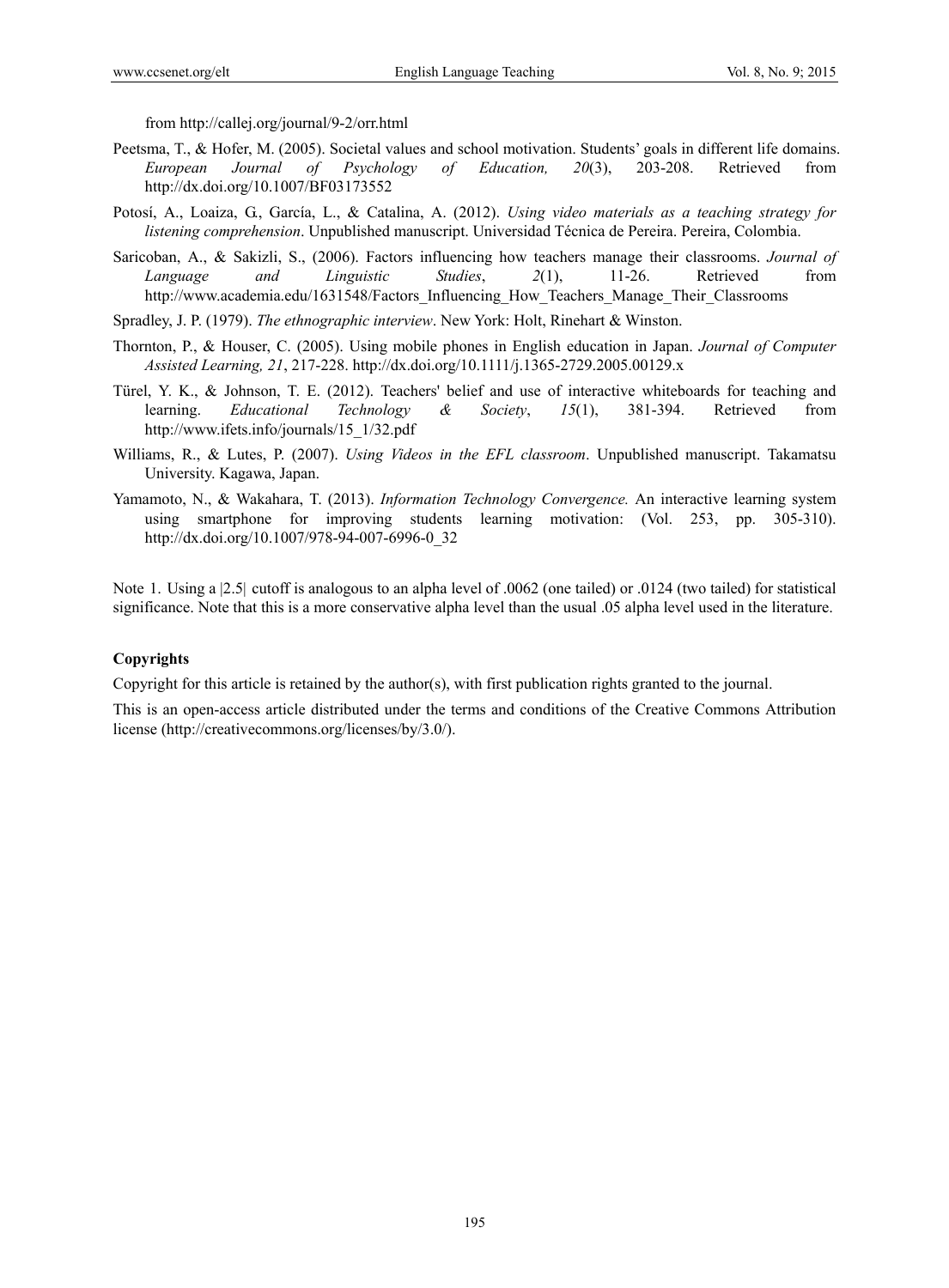from http://callej.org/journal/9-2/orr.html

Peetsma, T., & Hofer, M. (2005). Societal values and school motivation. Students' goals in different life domains. *European Journal of Psychology of Education, 20*(3), 203-208. Retrieved from http://dx.doi.org/10.1007/BF03173552

Potosí, A., Loaiza, G., García, L., & Catalina, A. (2012). *Using video materials as a teaching strategy for listening comprehension*. Unpublished manuscript. Universidad Técnica de Pereira. Pereira, Colombia.

Saricoban, A., & Sakizli, S., (2006). Factors influencing how teachers manage their classrooms. *Journal of Language and Linguistic Studies*, *2*(1), 11-26. Retrieved from http://www.academia.edu/1631548/Factors_Influencing_How_Teachers_Manage_Their_Classrooms

Spradley, J. P. (1979). *The ethnographic interview*. New York: Holt, Rinehart & Winston.

Thornton, P., & Houser, C. (2005). Using mobile phones in English education in Japan. *Journal of Computer Assisted Learning, 21*, 217-228. http://dx.doi.org/10.1111/j.1365-2729.2005.00129.x

Türel, Y. K., & Johnson, T. E. (2012). Teachers' belief and use of interactive whiteboards for teaching and learning. *Educational Technology & Society*, *15*(1), 381-394. Retrieved from http://www.ifets.info/journals/15_1/32.pdf

Williams, R., & Lutes, P. (2007). *Using Videos in the EFL classroom*. Unpublished manuscript. Takamatsu University. Kagawa, Japan.

Yamamoto, N., & Wakahara, T. (2013). *Information Technology Convergence.* An interactive learning system using smartphone for improving students learning motivation: (Vol. 253, pp. 305-310). http://dx.doi.org/10.1007/978-94-007-6996-0_32

Note 1. Using a |2.5| cutoff is analogous to an alpha level of .0062 (one tailed) or .0124 (two tailed) for statistical significance. Note that this is a more conservative alpha level than the usual .05 alpha level used in the literature.

**Copyrights**

Copyright for this article is retained by the author(s), with first publication rights granted to the journal.

This is an open-access article distributed under the terms and conditions of the Creative Commons Attribution license (http://creativecommons.org/licenses/by/3.0/).